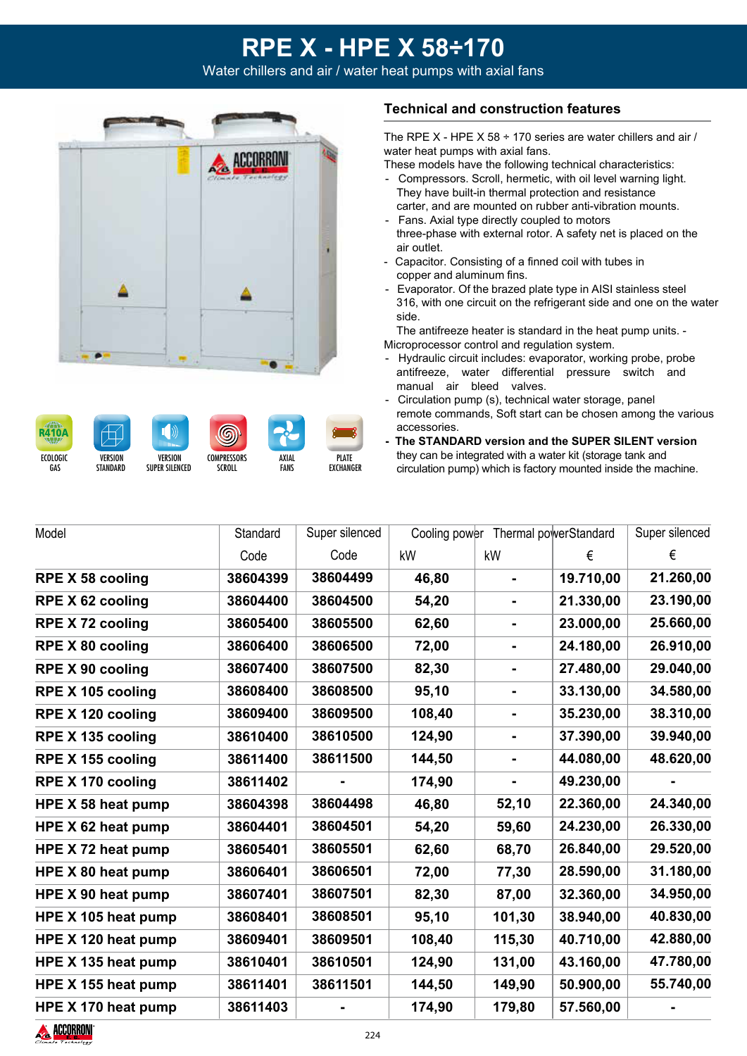# RPE X - HPE X 58÷170

Water chillers and air / water heat pumps with axial fans

ECOLOGIC GAS | VERSION STANDARD | VERSION SUPER SILENCED | COMPRESSORS SCROLL | AXIAL FANS | PLATE EXCHANGER

## Technical and construction features

The RPE X - HPE X 58 ÷ 170 series are water chillers and air / water heat pumps with axial fans.
These models have the following technical characteristics:

- Compressors. Scroll, hermetic, with oil level warning light. They have built-in thermal protection and resistance carter, and are mounted on rubber anti-vibration mounts.
- Fans. Axial type directly coupled to motors three-phase with external rotor. A safety net is placed on the air outlet.
- Capacitor. Consisting of a finned coil with tubes in copper and aluminum fins.
- Evaporator. Of the brazed plate type in AISI stainless steel 316, with one circuit on the refrigerant side and one on the water side.
  The antifreeze heater is standard in the heat pump units. -

Microprocessor control and regulation system.

- Hydraulic circuit includes: evaporator, working probe, probe antifreeze, water differential pressure switch and manual air bleed valves.
- Circulation pump (s), technical water storage, panel remote commands, Soft start can be chosen among the various accessories.
- **The STANDARD version and the SUPER SILENT version** they can be integrated with a water kit (storage tank and circulation pump) which is factory mounted inside the machine.

| Model | Standard Code | Super silenced Code | Cooling power kW | Thermal power kW | Standard € | Super silenced € |
|---|---|---|---|---|---|---|
| **RPE X 58 cooling** | **38604399** | **38604499** | **46,80** | **-** | **19.710,00** | **21.260,00** |
| **RPE X 62 cooling** | **38604400** | **38604500** | **54,20** | **-** | **21.330,00** | **23.190,00** |
| **RPE X 72 cooling** | **38605400** | **38605500** | **62,60** | **-** | **23.000,00** | **25.660,00** |
| **RPE X 80 cooling** | **38606400** | **38606500** | **72,00** | **-** | **24.180,00** | **26.910,00** |
| **RPE X 90 cooling** | **38607400** | **38607500** | **82,30** | **-** | **27.480,00** | **29.040,00** |
| **RPE X 105 cooling** | **38608400** | **38608500** | **95,10** | **-** | **33.130,00** | **34.580,00** |
| **RPE X 120 cooling** | **38609400** | **38609500** | **108,40** | **-** | **35.230,00** | **38.310,00** |
| **RPE X 135 cooling** | **38610400** | **38610500** | **124,90** | **-** | **37.390,00** | **39.940,00** |
| **RPE X 155 cooling** | **38611400** | **38611500** | **144,50** | **-** | **44.080,00** | **48.620,00** |
| **RPE X 170 cooling** | **38611402** | **-** | **174,90** | **-** | **49.230,00** | **-** |
| **HPE X 58 heat pump** | **38604398** | **38604498** | **46,80** | **52,10** | **22.360,00** | **24.340,00** |
| **HPE X 62 heat pump** | **38604401** | **38604501** | **54,20** | **59,60** | **24.230,00** | **26.330,00** |
| **HPE X 72 heat pump** | **38605401** | **38605501** | **62,60** | **68,70** | **26.840,00** | **29.520,00** |
| **HPE X 80 heat pump** | **38606401** | **38606501** | **72,00** | **77,30** | **28.590,00** | **31.180,00** |
| **HPE X 90 heat pump** | **38607401** | **38607501** | **82,30** | **87,00** | **32.360,00** | **34.950,00** |
| **HPE X 105 heat pump** | **38608401** | **38608501** | **95,10** | **101,30** | **38.940,00** | **40.830,00** |
| **HPE X 120 heat pump** | **38609401** | **38609501** | **108,40** | **115,30** | **40.710,00** | **42.880,00** |
| **HPE X 135 heat pump** | **38610401** | **38610501** | **124,90** | **131,00** | **43.160,00** | **47.780,00** |
| **HPE X 155 heat pump** | **38611401** | **38611501** | **144,50** | **149,90** | **50.900,00** | **55.740,00** |
| **HPE X 170 heat pump** | **38611403** | **-** | **174,90** | **179,80** | **57.560,00** | **-** |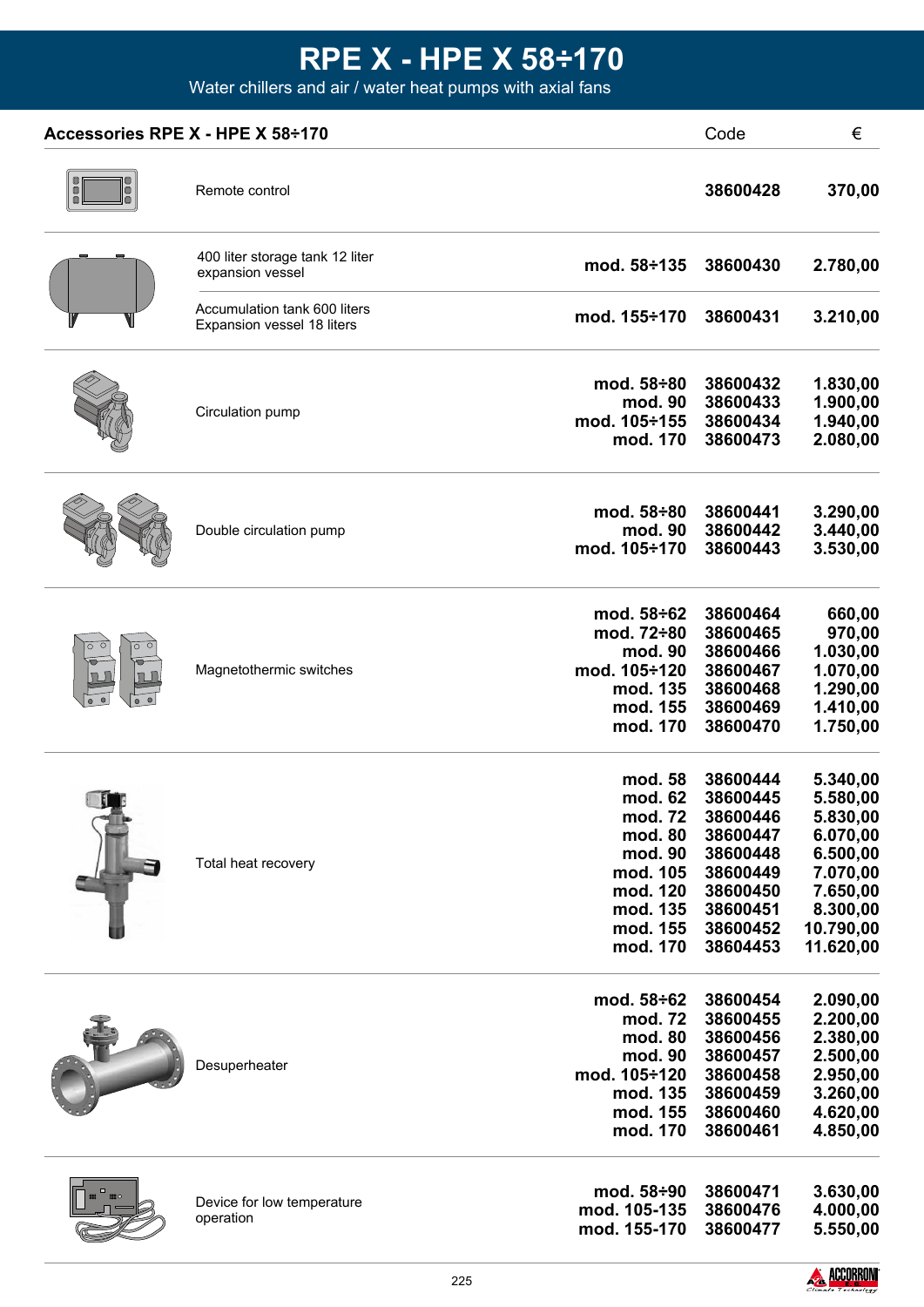# RPE X - HPE X 58÷170

Water chillers and air / water heat pumps with axial fans

| Accessories RPE X - HPE X 58÷170 | | Code | € |
|---|---|---|---|
| Remote control | | **38600428** | **370,00** |
| 400 liter storage tank 12 liter expansion vessel | **mod. 58÷135** | **38600430** | **2.780,00** |
| Accumulation tank 600 liters Expansion vessel 18 liters | **mod. 155÷170** | **38600431** | **3.210,00** |
| Circulation pump | **mod. 58÷80** | **38600432** | **1.830,00** |
| | **mod. 90** | **38600433** | **1.900,00** |
| | **mod. 105÷155** | **38600434** | **1.940,00** |
| | **mod. 170** | **38600473** | **2.080,00** |
| Double circulation pump | **mod. 58÷80** | **38600441** | **3.290,00** |
| | **mod. 90** | **38600442** | **3.440,00** |
| | **mod. 105÷170** | **38600443** | **3.530,00** |
| Magnetothermic switches | **mod. 58÷62** | **38600464** | **660,00** |
| | **mod. 72÷80** | **38600465** | **970,00** |
| | **mod. 90** | **38600466** | **1.030,00** |
| | **mod. 105÷120** | **38600467** | **1.070,00** |
| | **mod. 135** | **38600468** | **1.290,00** |
| | **mod. 155** | **38600469** | **1.410,00** |
| | **mod. 170** | **38600470** | **1.750,00** |
| Total heat recovery | **mod. 58** | **38600444** | **5.340,00** |
| | **mod. 62** | **38600445** | **5.580,00** |
| | **mod. 72** | **38600446** | **5.830,00** |
| | **mod. 80** | **38600447** | **6.070,00** |
| | **mod. 90** | **38600448** | **6.500,00** |
| | **mod. 105** | **38600449** | **7.070,00** |
| | **mod. 120** | **38600450** | **7.650,00** |
| | **mod. 135** | **38600451** | **8.300,00** |
| | **mod. 155** | **38600452** | **10.790,00** |
| | **mod. 170** | **38604453** | **11.620,00** |
| Desuperheater | **mod. 58÷62** | **38600454** | **2.090,00** |
| | **mod. 72** | **38600455** | **2.200,00** |
| | **mod. 80** | **38600456** | **2.380,00** |
| | **mod. 90** | **38600457** | **2.500,00** |
| | **mod. 105÷120** | **38600458** | **2.950,00** |
| | **mod. 135** | **38600459** | **3.260,00** |
| | **mod. 155** | **38600460** | **4.620,00** |
| | **mod. 170** | **38600461** | **4.850,00** |
| Device for low temperature operation | **mod. 58÷90** | **38600471** | **3.630,00** |
| | **mod. 105-135** | **38600476** | **4.000,00** |
| | **mod. 155-170** | **38600477** | **5.550,00** |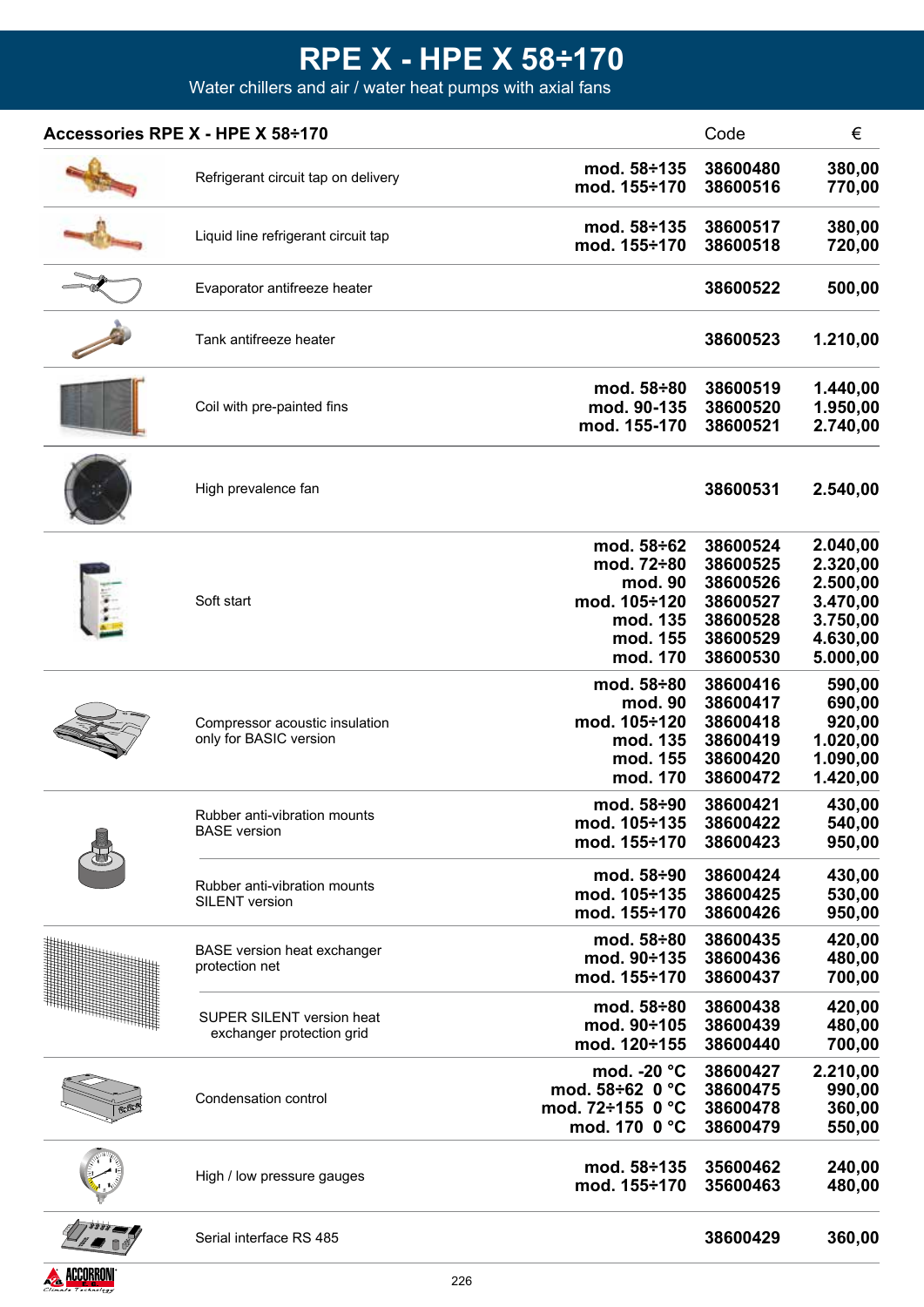# RPE X - HPE X 58÷170

Water chillers and air / water heat pumps with axial fans

| Accessories RPE X - HPE X 58÷170 | | Code | € |
|---|---|---|---|
| Refrigerant circuit tap on delivery | mod. 58÷135 | 38600480 | 380,00 |
| | mod. 155÷170 | 38600516 | 770,00 |
| Liquid line refrigerant circuit tap | mod. 58÷135 | 38600517 | 380,00 |
| | mod. 155÷170 | 38600518 | 720,00 |
| Evaporator antifreeze heater | | 38600522 | 500,00 |
| Tank antifreeze heater | | 38600523 | 1.210,00 |
| Coil with pre-painted fins | mod. 58÷80 | 38600519 | 1.440,00 |
| | mod. 90-135 | 38600520 | 1.950,00 |
| | mod. 155-170 | 38600521 | 2.740,00 |
| High prevalence fan | | 38600531 | 2.540,00 |
| Soft start | mod. 58÷62 | 38600524 | 2.040,00 |
| | mod. 72÷80 | 38600525 | 2.320,00 |
| | mod. 90 | 38600526 | 2.500,00 |
| | mod. 105÷120 | 38600527 | 3.470,00 |
| | mod. 135 | 38600528 | 3.750,00 |
| | mod. 155 | 38600529 | 4.630,00 |
| | mod. 170 | 38600530 | 5.000,00 |
| Compressor acoustic insulation only for BASIC version | mod. 58÷80 | 38600416 | 590,00 |
| | mod. 90 | 38600417 | 690,00 |
| | mod. 105÷120 | 38600418 | 920,00 |
| | mod. 135 | 38600419 | 1.020,00 |
| | mod. 155 | 38600420 | 1.090,00 |
| | mod. 170 | 38600472 | 1.420,00 |
| Rubber anti-vibration mounts BASE version | mod. 58÷90 | 38600421 | 430,00 |
| | mod. 105÷135 | 38600422 | 540,00 |
| | mod. 155÷170 | 38600423 | 950,00 |
| Rubber anti-vibration mounts SILENT version | mod. 58÷90 | 38600424 | 430,00 |
| | mod. 105÷135 | 38600425 | 530,00 |
| | mod. 155÷170 | 38600426 | 950,00 |
| BASE version heat exchanger protection net | mod. 58÷80 | 38600435 | 420,00 |
| | mod. 90÷135 | 38600436 | 480,00 |
| | mod. 155÷170 | 38600437 | 700,00 |
| SUPER SILENT version heat exchanger protection grid | mod. 58÷80 | 38600438 | 420,00 |
| | mod. 90÷105 | 38600439 | 480,00 |
| | mod. 120÷155 | 38600440 | 700,00 |
| Condensation control | mod. -20 °C | 38600427 | 2.210,00 |
| | mod. 58÷62 0 °C | 38600475 | 990,00 |
| | mod. 72÷155 0 °C | 38600478 | 360,00 |
| | mod. 170 0 °C | 38600479 | 550,00 |
| High / low pressure gauges | mod. 58÷135 | 35600462 | 240,00 |
| | mod. 155÷170 | 35600463 | 480,00 |
| Serial interface RS 485 | | 38600429 | 360,00 |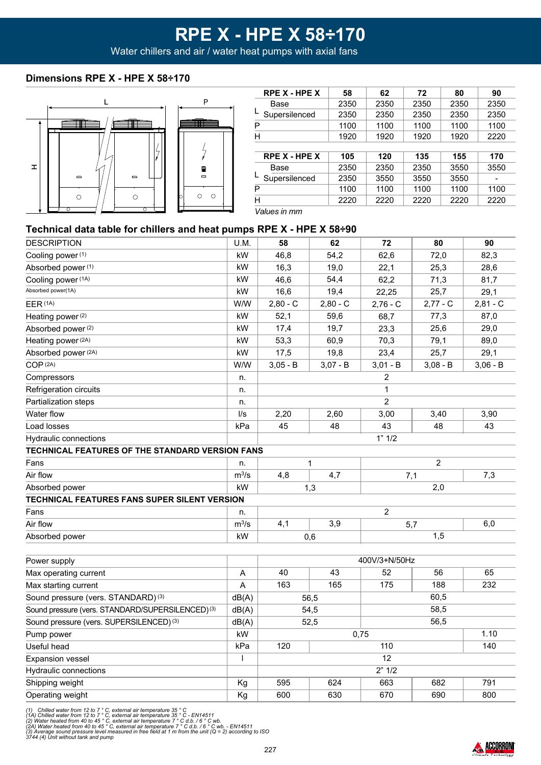# RPE X - HPE X 58÷170

Water chillers and air / water heat pumps with axial fans

## Dimensions RPE X - HPE X 58÷170

| RPE X - HPE X | 58 | 62 | 72 | 80 | 90 |
|---|---|---|---|---|---|
| L Base | 2350 | 2350 | 2350 | 2350 | 2350 |
| L Supersilenced | 2350 | 2350 | 2350 | 2350 | 2350 |
| P | 1100 | 1100 | 1100 | 1100 | 1100 |
| H | 1920 | 1920 | 1920 | 1920 | 2220 |

| RPE X - HPE X | 105 | 120 | 135 | 155 | 170 |
|---|---|---|---|---|---|
| L Base | 2350 | 2350 | 2350 | 3550 | 3550 |
| L Supersilenced | 2350 | 3550 | 3550 | 3550 | - |
| P | 1100 | 1100 | 1100 | 1100 | 1100 |
| H | 2220 | 2220 | 2220 | 2220 | 2220 |

*Values in mm*

## Technical data table for chillers and heat pumps RPE X - HPE X 58÷90

| DESCRIPTION | U.M. | 58 | 62 | 72 | 80 | 90 |
|---|---|---|---|---|---|---|
| Cooling power (1) | kW | 46,8 | 54,2 | 62,6 | 72,0 | 82,3 |
| Absorbed power (1) | kW | 16,3 | 19,0 | 22,1 | 25,3 | 28,6 |
| Cooling power (1A) | kW | 46,6 | 54,4 | 62,2 | 71,3 | 81,7 |
| Absorbed power(1A) | kW | 16,6 | 19,4 | 22,25 | 25,7 | 29,1 |
| EER (1A) | W/W | 2,80 - C | 2,80 - C | 2,76 - C | 2,77 - C | 2,81 - C |
| Heating power (2) | kW | 52,1 | 59,6 | 68,7 | 77,3 | 87,0 |
| Absorbed power (2) | kW | 17,4 | 19,7 | 23,3 | 25,6 | 29,0 |
| Heating power (2A) | kW | 53,3 | 60,9 | 70,3 | 79,1 | 89,0 |
| Absorbed power (2A) | kW | 17,5 | 19,8 | 23,4 | 25,7 | 29,1 |
| COP (2A) | W/W | 3,05 - B | 3,07 - B | 3,01 - B | 3,08 - B | 3,06 - B |
| Compressors | n. | 2 | | | | |
| Refrigeration circuits | n. | 1 | | | | |
| Partialization steps | n. | 2 | | | | |
| Water flow | l/s | 2,20 | 2,60 | 3,00 | 3,40 | 3,90 |
| Load losses | kPa | 45 | 48 | 43 | 48 | 43 |
| Hydraulic connections | | 1" 1/2 | | | | |
| **TECHNICAL FEATURES OF THE STANDARD VERSION FANS** | | | | | | |
| Fans | n. | 1 | | 2 | | |
| Air flow | $m^3/s$ | 4,8 | 4,7 | 7,1 | | 7,3 |
| Absorbed power | kW | 1,3 | | 2,0 | | |
| **TECHNICAL FEATURES FANS SUPER SILENT VERSION** | | | | | | |
| Fans | n. | 2 | | | | |
| Air flow | $m^3/s$ | 4,1 | 3,9 | 5,7 | | 6,0 |
| Absorbed power | kW | 0,6 | | 1,5 | | |
| Power supply | | 400V/3+N/50Hz | | | | |
| Max operating current | A | 40 | 43 | 52 | 56 | 65 |
| Max starting current | A | 163 | 165 | 175 | 188 | 232 |
| Sound pressure (vers. STANDARD) (3) | dB(A) | 56,5 | | 60,5 | | |
| Sound pressure (vers. STANDARD/SUPERSILENCED) (3) | dB(A) | 54,5 | | 58,5 | | |
| Sound pressure (vers. SUPERSILENCED) (3) | dB(A) | 52,5 | | 56,5 | | |
| Pump power | kW | 0,75 | | | | 1.10 |
| Useful head | kPa | 120 | 110 | | | 140 |
| Expansion vessel | l | 12 | | | | |
| Hydraulic connections | | 2" 1/2 | | | | |
| Shipping weight | Kg | 595 | 624 | 663 | 682 | 791 |
| Operating weight | Kg | 600 | 630 | 670 | 690 | 800 |

*(1) Chilled water from 12 to 7 ° C, external air temperature 35 ° C*
*(1A) Chilled water from 12 to 7 ° C, external air temperature 35 ° C - EN14511*
*(2) Water heated from 40 to 45 ° C, external air temperature 7 ° C d.b. / 6 ° C wb.*
*(2A) Water heated from 40 to 45 ° C, external air temperature 7 ° C d.b. / 6 ° C wb. - EN14511*
*(3) Average sound pressure level measured in free field at 1 m from the unit (Q = 2) according to ISO 3744 (4) Unit without tank and pump*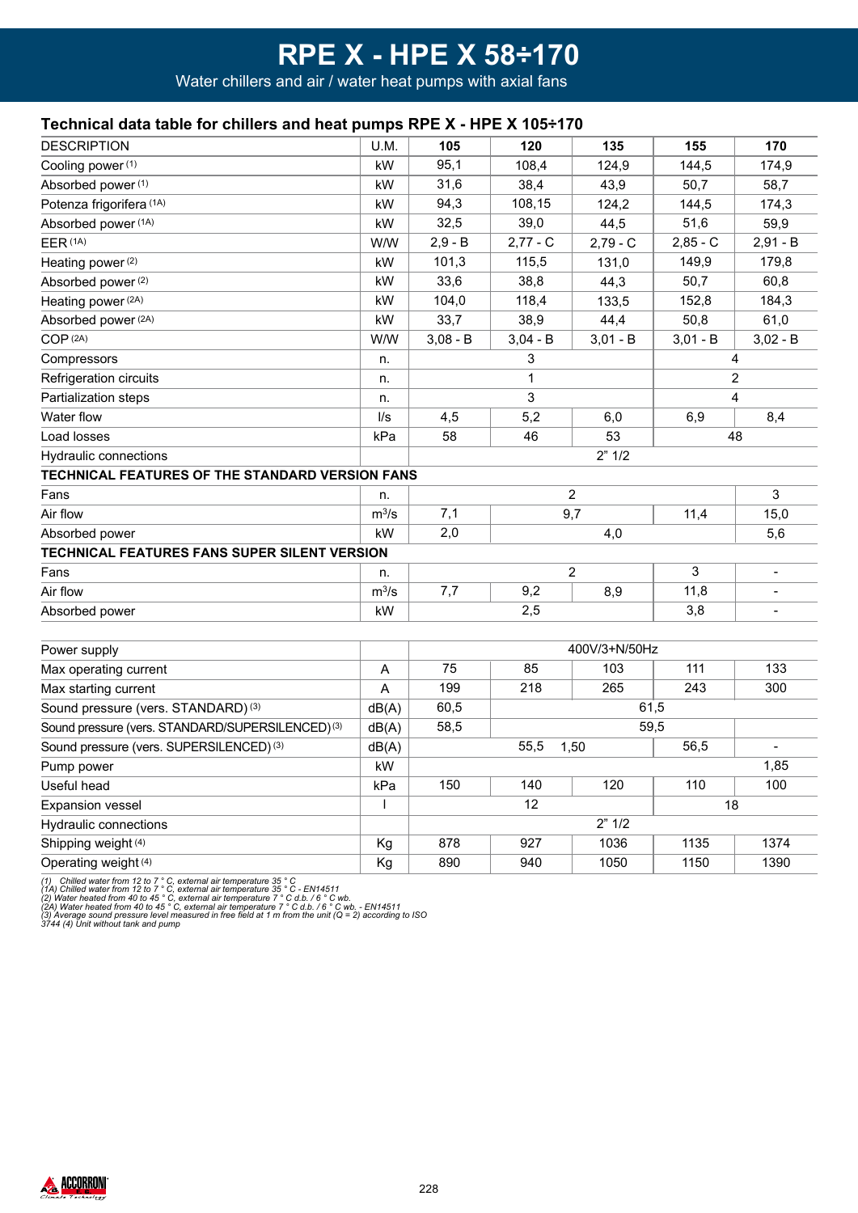# RPE X - HPE X 58÷170

Water chillers and air / water heat pumps with axial fans

## Technical data table for chillers and heat pumps RPE X - HPE X 105÷170

| DESCRIPTION | U.M. | 105 | 120 | 135 | 155 | 170 |
|---|---|---|---|---|---|---|
| Cooling power (1) | kW | 95,1 | 108,4 | 124,9 | 144,5 | 174,9 |
| Absorbed power (1) | kW | 31,6 | 38,4 | 43,9 | 50,7 | 58,7 |
| Potenza frigorifera (1A) | kW | 94,3 | 108,15 | 124,2 | 144,5 | 174,3 |
| Absorbed power (1A) | kW | 32,5 | 39,0 | 44,5 | 51,6 | 59,9 |
| EER (1A) | W/W | 2,9 - B | 2,77 - C | 2,79 - C | 2,85 - C | 2,91 - B |
| Heating power (2) | kW | 101,3 | 115,5 | 131,0 | 149,9 | 179,8 |
| Absorbed power (2) | kW | 33,6 | 38,8 | 44,3 | 50,7 | 60,8 |
| Heating power (2A) | kW | 104,0 | 118,4 | 133,5 | 152,8 | 184,3 |
| Absorbed power (2A) | kW | 33,7 | 38,9 | 44,4 | 50,8 | 61,0 |
| COP (2A) | W/W | 3,08 - B | 3,04 - B | 3,01 - B | 3,01 - B | 3,02 - B |
| Compressors | n. | | 3 | | 4 | |
| Refrigeration circuits | n. | | 1 | | 2 | |
| Partialization steps | n. | | 3 | | 4 | |
| Water flow | l/s | 4,5 | 5,2 | 6,0 | 6,9 | 8,4 |
| Load losses | kPa | 58 | 46 | 53 | 48 | |
| Hydraulic connections | | | | 2" 1/2 | | |
| **TECHNICAL FEATURES OF THE STANDARD VERSION FANS** | | | | | | |
| Fans | n. | | | 2 | | 3 |
| Air flow | $m^3/s$ | 7,1 | 9,7 | | 11,4 | 15,0 |
| Absorbed power | kW | 2,0 | | 4,0 | | 5,6 |
| **TECHNICAL FEATURES FANS SUPER SILENT VERSION** | | | | | | |
| Fans | n. | | | 2 | 3 | - |
| Air flow | $m^3/s$ | 7,7 | 9,2 | 8,9 | 11,8 | - |
| Absorbed power | kW | | 2,5 | | 3,8 | - |
| | | | | | | |
| Power supply | | | | 400V/3+N/50Hz | | |
| Max operating current | A | 75 | 85 | 103 | 111 | 133 |
| Max starting current | A | 199 | 218 | 265 | 243 | 300 |
| Sound pressure (vers. STANDARD) (3) | dB(A) | 60,5 | | | 61,5 | |
| Sound pressure (vers. STANDARD/SUPERSILENCED) (3) | dB(A) | 58,5 | | | 59,5 | |
| Sound pressure (vers. SUPERSILENCED) (3) | dB(A) | | 55,5 | 1,50 | 56,5 | - |
| Pump power | kW | | | | | 1,85 |
| Useful head | kPa | 150 | 140 | 120 | 110 | 100 |
| Expansion vessel | l | | 12 | | 18 | |
| Hydraulic connections | | | | 2" 1/2 | | |
| Shipping weight (4) | Kg | 878 | 927 | 1036 | 1135 | 1374 |
| Operating weight (4) | Kg | 890 | 940 | 1050 | 1150 | 1390 |

*(1) Chilled water from 12 to 7 ° C, external air temperature 35 ° C*
*(1A) Chilled water from 12 to 7 ° C, external air temperature 35 ° C - EN14511*
*(2) Water heated from 40 to 45 ° C, external air temperature 7 ° C d.b. / 6 ° C wb.*
*(2A) Water heated from 40 to 45 ° C, external air temperature 7 ° C d.b. / 6 ° C wb. - EN14511*
*(3) Average sound pressure level measured in free field at 1 m from the unit (Q = 2) according to ISO 3744 (4) Unit without tank and pump*